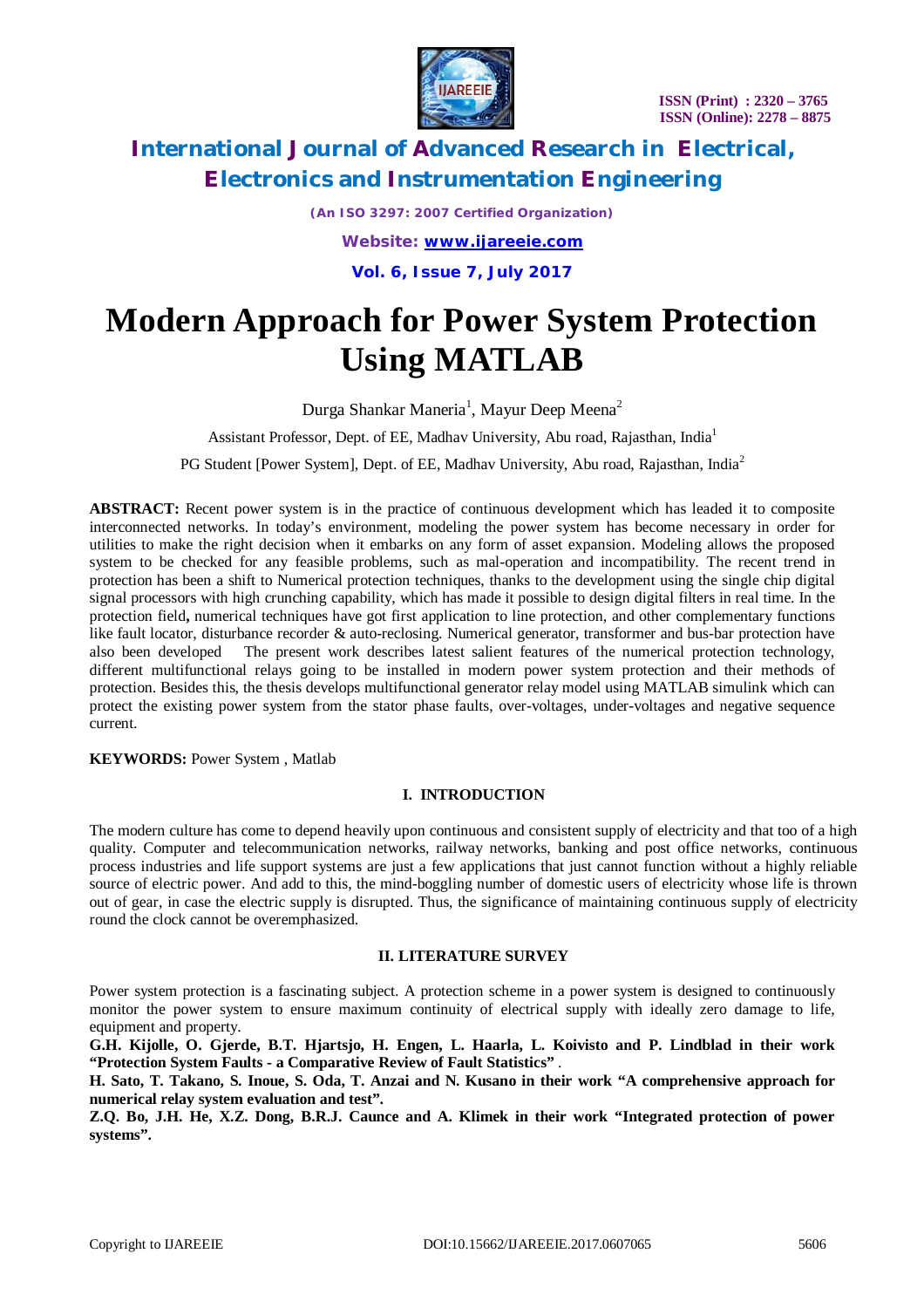# Modern Approach for Power System Protection Using MATLAB

Durga Shankar Maneria[1], Mayur Deep Meena[2]

Assistant Professor, Dept. of EE, Madhav University, Abu road, Rajasthan, India[1]

PG Student [Power System], Dept. of EE, Madhav University, Abu road, Rajasthan, India[2]

**ABSTRACT:** Recent power system is in the practice of continuous development which has leaded it to composite interconnected networks. In today's environment, modeling the power system has become necessary in order for utilities to make the right decision when it embarks on any form of asset expansion. Modeling allows the proposed system to be checked for any feasible problems, such as mal-operation and incompatibility. The recent trend in protection has been a shift to Numerical protection techniques, thanks to the development using the single chip digital signal processors with high crunching capability, which has made it possible to design digital filters in real time. In the protection field**,** numerical techniques have got first application to line protection, and other complementary functions like fault locator, disturbance recorder & auto-reclosing. Numerical generator, transformer and bus-bar protection have also been developed The present work describes latest salient features of the numerical protection technology, different multifunctional relays going to be installed in modern power system protection and their methods of protection. Besides this, the thesis develops multifunctional generator relay model using MATLAB simulink which can protect the existing power system from the stator phase faults, over-voltages, under-voltages and negative sequence current.

**KEYWORDS:** Power System , Matlab

## I. INTRODUCTION

The modern culture has come to depend heavily upon continuous and consistent supply of electricity and that too of a high quality. Computer and telecommunication networks, railway networks, banking and post office networks, continuous process industries and life support systems are just a few applications that just cannot function without a highly reliable source of electric power. And add to this, the mind-boggling number of domestic users of electricity whose life is thrown out of gear, in case the electric supply is disrupted. Thus, the significance of maintaining continuous supply of electricity round the clock cannot be overemphasized.

## II. LITERATURE SURVEY

Power system protection is a fascinating subject. A protection scheme in a power system is designed to continuously monitor the power system to ensure maximum continuity of electrical supply with ideally zero damage to life, equipment and property.

**G.H. Kijolle, O. Gjerde, B.T. Hjartsjo, H. Engen, L. Haarla, L. Koivisto and P. Lindblad in their work "Protection System Faults - a Comparative Review of Fault Statistics"** .

**H. Sato, T. Takano, S. Inoue, S. Oda, T. Anzai and N. Kusano in their work "A comprehensive approach for numerical relay system evaluation and test".**

**Z.Q. Bo, J.H. He, X.Z. Dong, B.R.J. Caunce and A. Klimek in their work "Integrated protection of power systems".**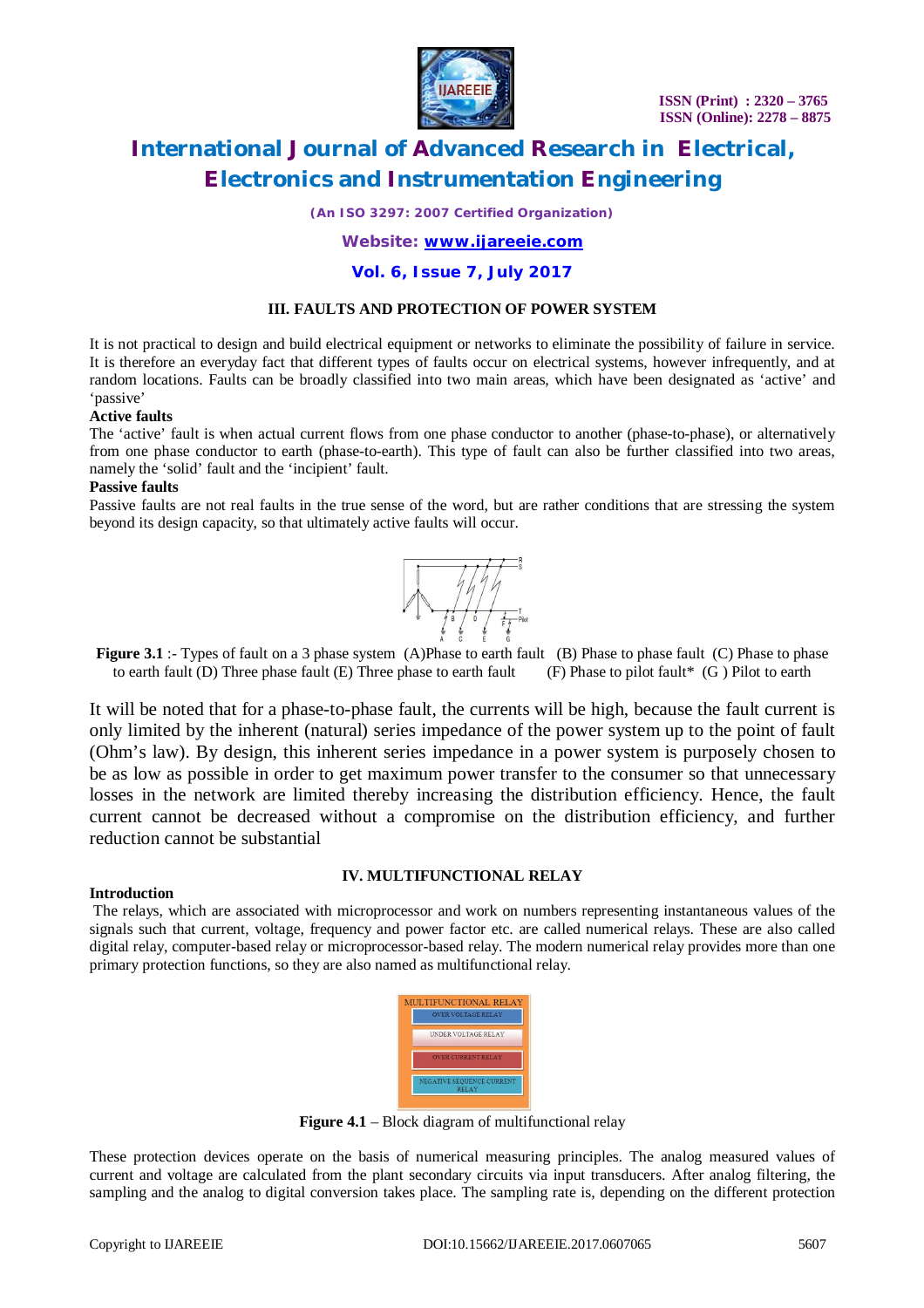## III. FAULTS AND PROTECTION OF POWER SYSTEM

It is not practical to design and build electrical equipment or networks to eliminate the possibility of failure in service. It is therefore an everyday fact that different types of faults occur on electrical systems, however infrequently, and at random locations. Faults can be broadly classified into two main areas, which have been designated as 'active' and 'passive'

**Active faults**

The 'active' fault is when actual current flows from one phase conductor to another (phase-to-phase), or alternatively from one phase conductor to earth (phase-to-earth). This type of fault can also be further classified into two areas, namely the 'solid' fault and the 'incipient' fault.

**Passive faults**

Passive faults are not real faults in the true sense of the word, but are rather conditions that are stressing the system beyond its design capacity, so that ultimately active faults will occur.

**Figure 3.1** :- Types of fault on a 3 phase system (A)Phase to earth fault (B) Phase to phase fault (C) Phase to phase to earth fault (D) Three phase fault (E) Three phase to earth fault (F) Phase to pilot fault* (G ) Pilot to earth

It will be noted that for a phase-to-phase fault, the currents will be high, because the fault current is only limited by the inherent (natural) series impedance of the power system up to the point of fault (Ohm's law). By design, this inherent series impedance in a power system is purposely chosen to be as low as possible in order to get maximum power transfer to the consumer so that unnecessary losses in the network are limited thereby increasing the distribution efficiency. Hence, the fault current cannot be decreased without a compromise on the distribution efficiency, and further reduction cannot be substantial

## IV. MULTIFUNCTIONAL RELAY

**Introduction**

The relays, which are associated with microprocessor and work on numbers representing instantaneous values of the signals such that current, voltage, frequency and power factor etc. are called numerical relays. These are also called digital relay, computer-based relay or microprocessor-based relay. The modern numerical relay provides more than one primary protection functions, so they are also named as multifunctional relay.

**Figure 4.1** – Block diagram of multifunctional relay

These protection devices operate on the basis of numerical measuring principles. The analog measured values of current and voltage are calculated from the plant secondary circuits via input transducers. After analog filtering, the sampling and the analog to digital conversion takes place. The sampling rate is, depending on the different protection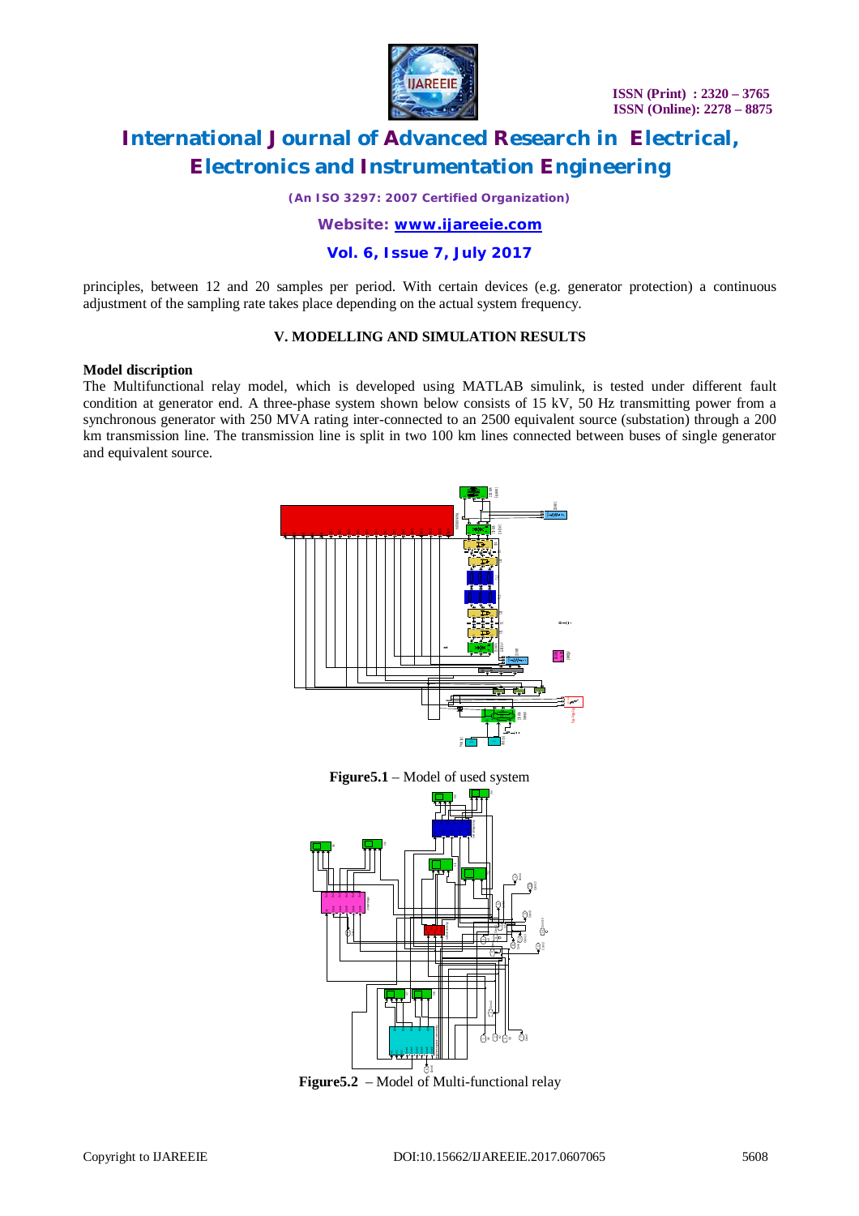principles, between 12 and 20 samples per period. With certain devices (e.g. generator protection) a continuous adjustment of the sampling rate takes place depending on the actual system frequency.

## V. MODELLING AND SIMULATION RESULTS

**Model description**

The Multifunctional relay model, which is developed using MATLAB simulink, is tested under different fault condition at generator end. A three-phase system shown below consists of 15 kV, 50 Hz transmitting power from a synchronous generator with 250 MVA rating inter-connected to an 2500 equivalent source (substation) through a 200 km transmission line. The transmission line is split in two 100 km lines connected between buses of single generator and equivalent source.

**Figure5.1** – Model of used system

**Figure5.2** – Model of Multi-functional relay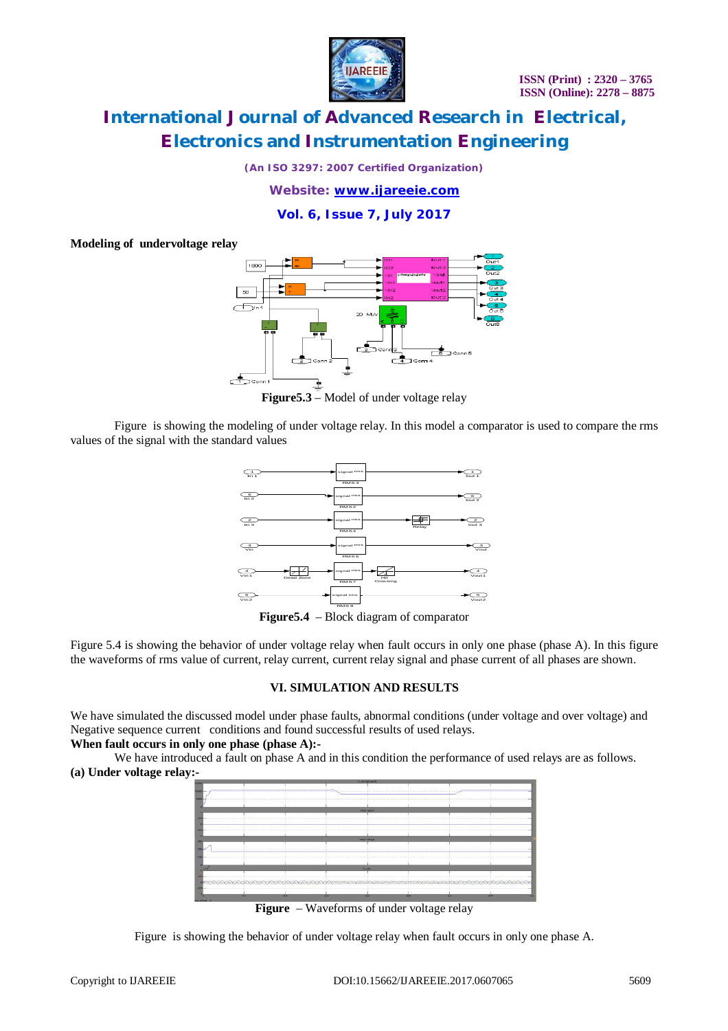**Modeling of undervoltage relay**

**Figure5.3** – Model of under voltage relay

Figure is showing the modeling of under voltage relay. In this model a comparator is used to compare the rms values of the signal with the standard values

**Figure5.4** – Block diagram of comparator

Figure 5.4 is showing the behavior of under voltage relay when fault occurs in only one phase (phase A). In this figure the waveforms of rms value of current, relay current, current relay signal and phase current of all phases are shown.

## VI. SIMULATION AND RESULTS

We have simulated the discussed model under phase faults, abnormal conditions (under voltage and over voltage) and Negative sequence current conditions and found successful results of used relays.

**When fault occurs in only one phase (phase A):-**

We have introduced a fault on phase A and in this condition the performance of used relays are as follows.

**(a) Under voltage relay:-**

**Figure** – Waveforms of under voltage relay

Figure is showing the behavior of under voltage relay when fault occurs in only one phase A.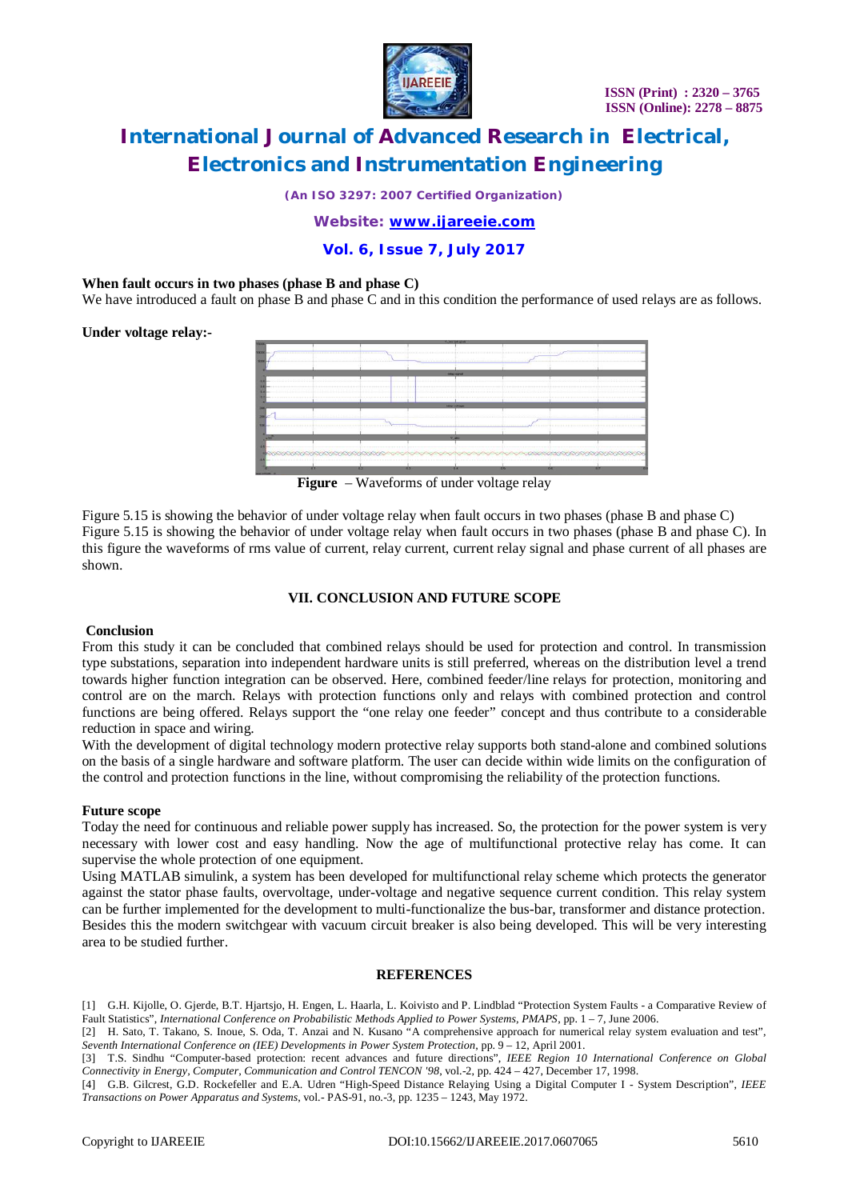**When fault occurs in two phases (phase B and phase C)**

We have introduced a fault on phase B and phase C and in this condition the performance of used relays are as follows.

**Under voltage relay:-**

**Figure** – Waveforms of under voltage relay

Figure 5.15 is showing the behavior of under voltage relay when fault occurs in two phases (phase B and phase C) Figure 5.15 is showing the behavior of under voltage relay when fault occurs in two phases (phase B and phase C). In this figure the waveforms of rms value of current, relay current, current relay signal and phase current of all phases are shown.

## VII. CONCLUSION AND FUTURE SCOPE

### Conclusion

From this study it can be concluded that combined relays should be used for protection and control. In transmission type substations, separation into independent hardware units is still preferred, whereas on the distribution level a trend towards higher function integration can be observed. Here, combined feeder/line relays for protection, monitoring and control are on the march. Relays with protection functions only and relays with combined protection and control functions are being offered. Relays support the "one relay one feeder" concept and thus contribute to a considerable reduction in space and wiring.

With the development of digital technology modern protective relay supports both stand-alone and combined solutions on the basis of a single hardware and software platform. The user can decide within wide limits on the configuration of the control and protection functions in the line, without compromising the reliability of the protection functions.

### Future scope

Today the need for continuous and reliable power supply has increased. So, the protection for the power system is very necessary with lower cost and easy handling. Now the age of multifunctional protective relay has come. It can supervise the whole protection of one equipment.

Using MATLAB simulink, a system has been developed for multifunctional relay scheme which protects the generator against the stator phase faults, overvoltage, under-voltage and negative sequence current condition. This relay system can be further implemented for the development to multi-functionalize the bus-bar, transformer and distance protection. Besides this the modern switchgear with vacuum circuit breaker is also being developed. This will be very interesting area to be studied further.

## REFERENCES

[1] G.H. Kijolle, O. Gjerde, B.T. Hjartsjo, H. Engen, L. Haarla, L. Koivisto and P. Lindblad "Protection System Faults - a Comparative Review of Fault Statistics", *International Conference on Probabilistic Methods Applied to Power Systems, PMAPS*, pp. 1 – 7, June 2006.

[2] H. Sato, T. Takano, S. Inoue, S. Oda, T. Anzai and N. Kusano "A comprehensive approach for numerical relay system evaluation and test", *Seventh International Conference on (IEE) Developments in Power System Protection*, pp. 9 – 12, April 2001.

[3] T.S. Sindhu "Computer-based protection: recent advances and future directions", *IEEE Region 10 International Conference on Global Connectivity in Energy, Computer, Communication and Control TENCON '98*, vol.-2, pp. 424 – 427, December 17, 1998.

[4] G.B. Gilcrest, G.D. Rockefeller and E.A. Udren "High-Speed Distance Relaying Using a Digital Computer I - System Description", *IEEE Transactions on Power Apparatus and Systems*, vol.- PAS-91, no.-3, pp. 1235 – 1243, May 1972.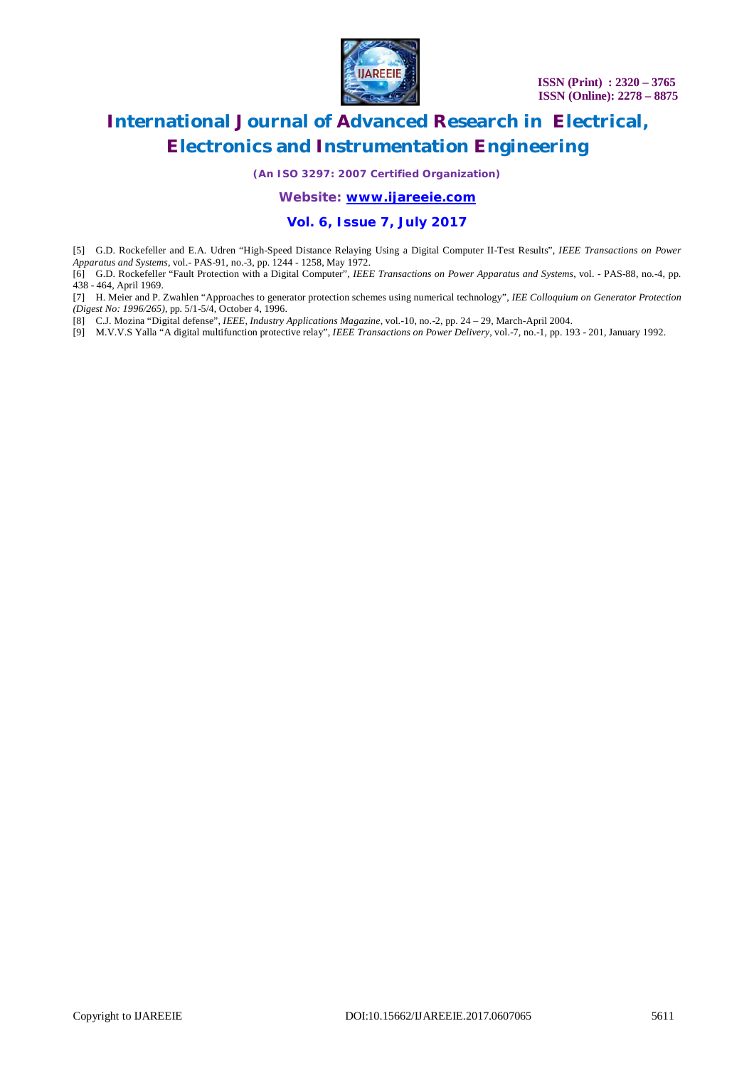[5] G.D. Rockefeller and E.A. Udren "High-Speed Distance Relaying Using a Digital Computer II-Test Results", *IEEE Transactions on Power Apparatus and Systems*, vol.- PAS-91, no.-3, pp. 1244 - 1258, May 1972.

[6] G.D. Rockefeller "Fault Protection with a Digital Computer", *IEEE Transactions on Power Apparatus and Systems*, vol. - PAS-88, no.-4, pp. 438 - 464, April 1969.

[7] H. Meier and P. Zwahlen "Approaches to generator protection schemes using numerical technology", *IEE Colloquium on Generator Protection (Digest No: 1996/265)*, pp. 5/1-5/4, October 4, 1996.

[8] C.J. Mozina "Digital defense", *IEEE, Industry Applications Magazine*, vol.-10, no.-2, pp. 24 – 29, March-April 2004.

[9] M.V.V.S Yalla "A digital multifunction protective relay", *IEEE Transactions on Power Delivery*, vol.-7, no.-1, pp. 193 - 201, January 1992.